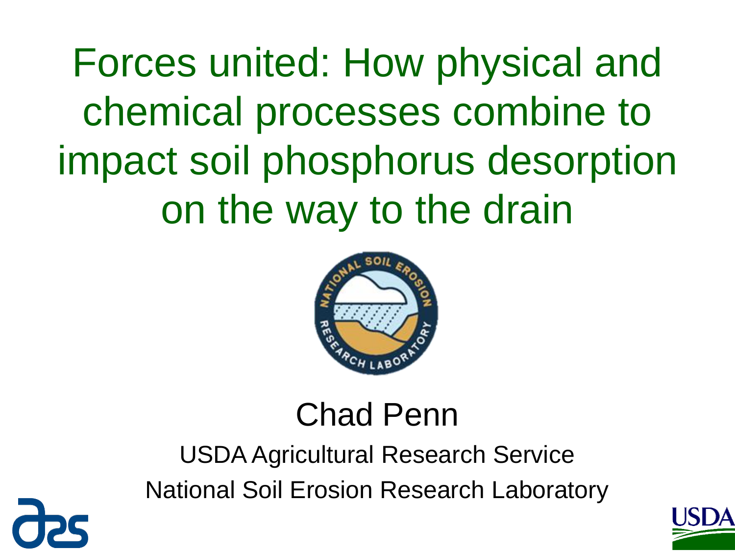# Forces united: How physical and chemical processes combine to impact soil phosphorus desorption on the way to the drain

Chad Penn

USDA Agricultural Research Service

National Soil Erosion Research Laboratory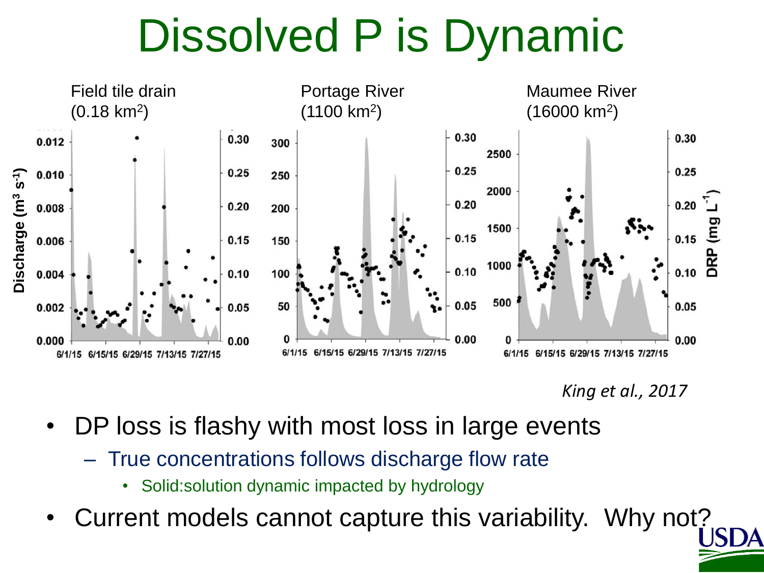# Dissolved P is Dynamic

Field tile drain (0.18 $km^2$) — Portage River (1100 $km^2$) — Maumee River (16000 $km^2$)

*King et al., 2017*

- DP loss is flashy with most loss in large events
  - True concentrations follows discharge flow rate
    - Solid:solution dynamic impacted by hydrology
- Current models cannot capture this variability. Why not?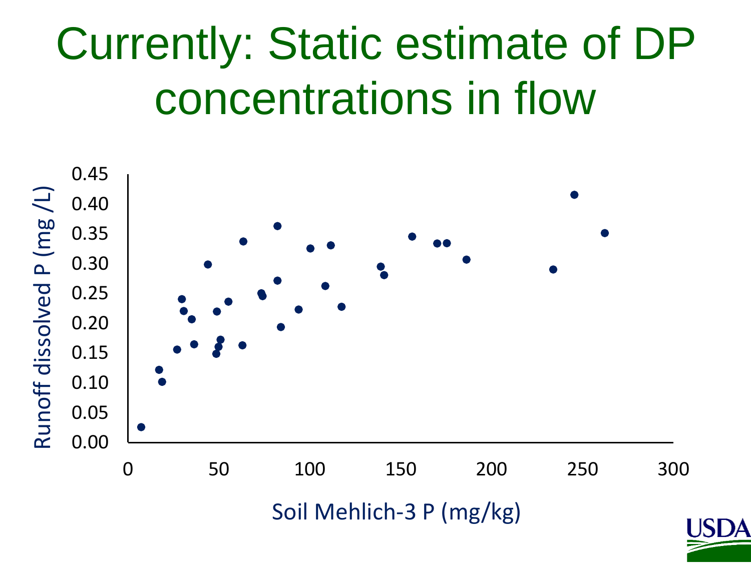# Currently: Static estimate of DP concentrations in flow

Runoff dissolved P (mg /L)

0.45
0.40
0.35
0.30
0.25
0.20
0.15
0.10
0.05
0.00

0 50 100 150 200 250 300

Soil Mehlich-3 P (mg/kg)

USDA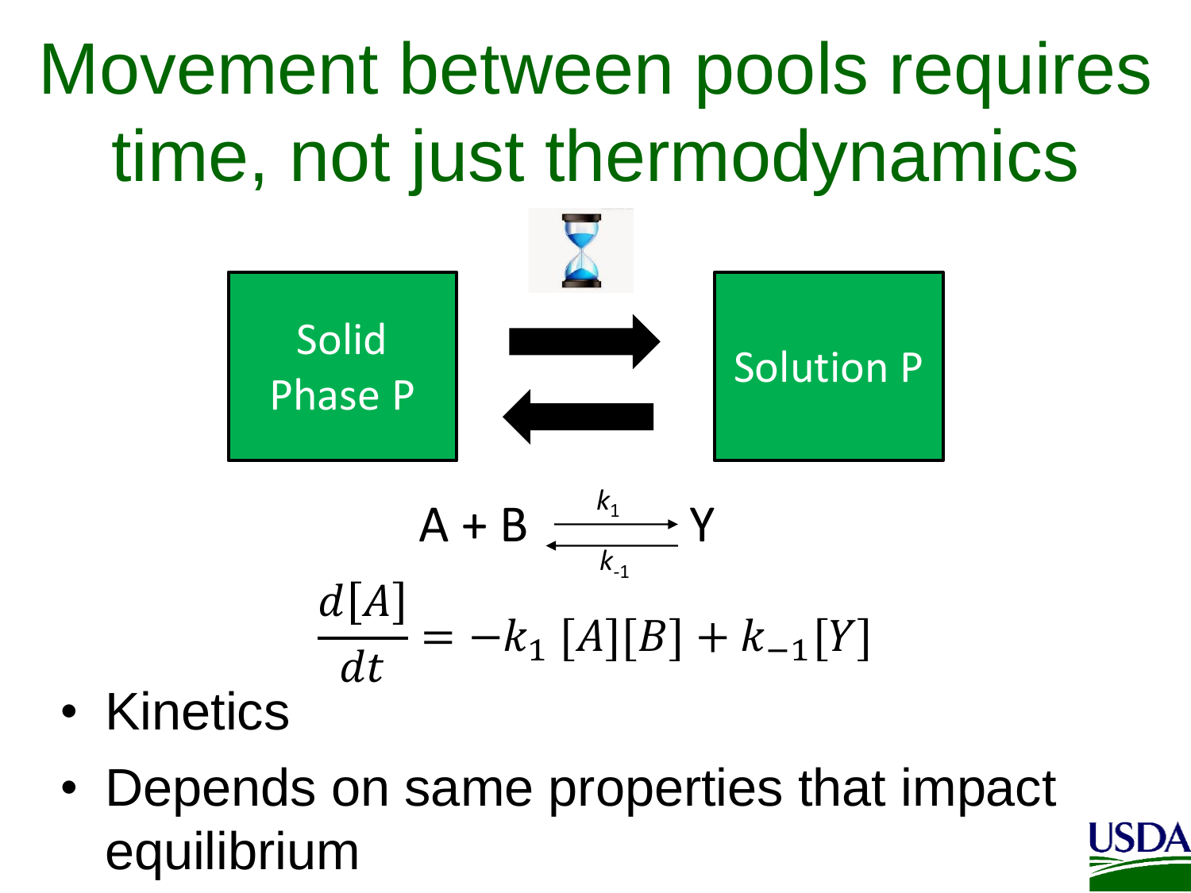# Movement between pools requires time, not just thermodynamics

Solid Phase P ⇌ Solution P

$$A + B \underset{k_{-1}}{\overset{k_1}{\rightleftharpoons}} Y$$

$$\frac{d[A]}{dt} = -k_1\,[A][B] + k_{-1}[Y]$$

- Kinetics
- Depends on same properties that impact equilibrium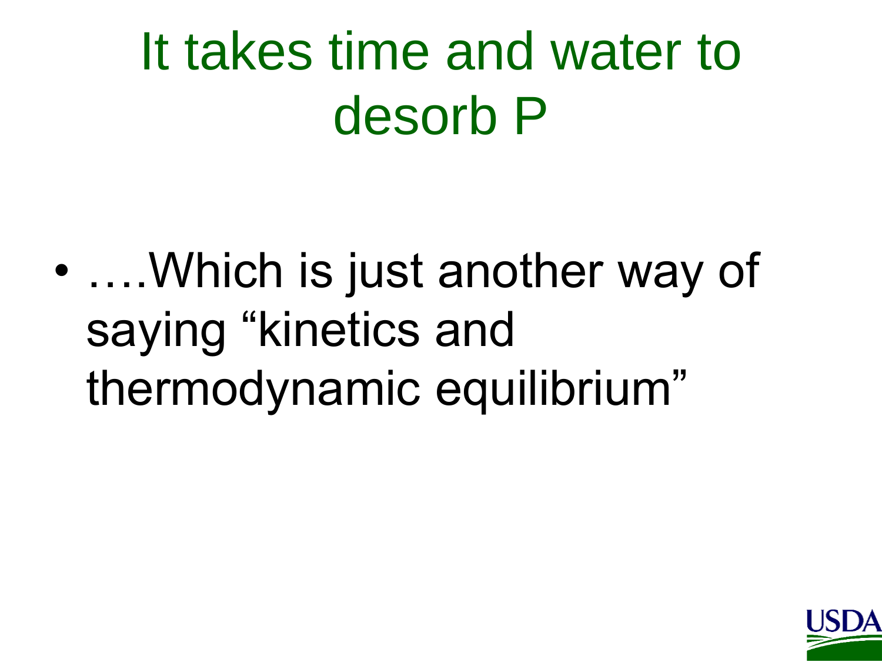# It takes time and water to desorb P

- ….Which is just another way of saying “kinetics and thermodynamic equilibrium”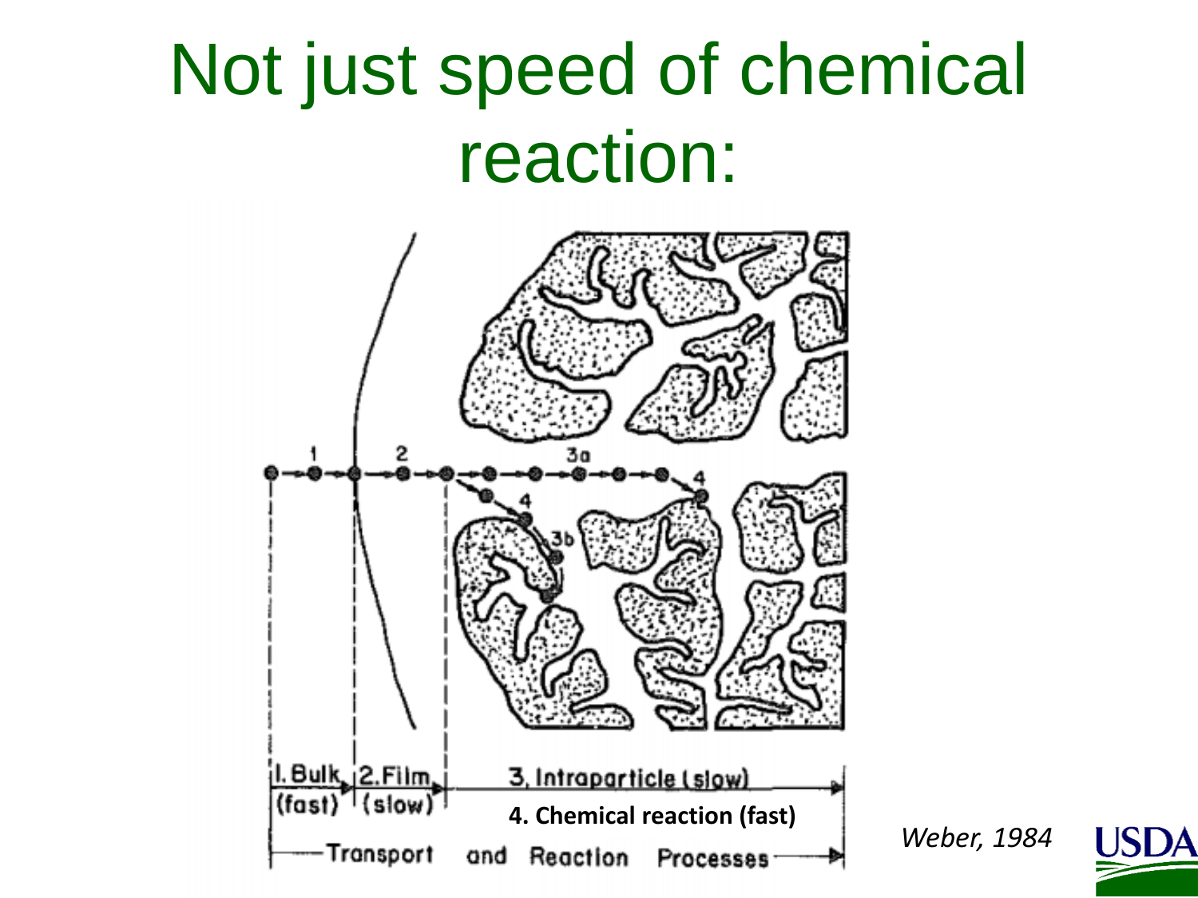# Not just speed of chemical reaction:

1. Bulk (fast)

2. Film (slow)

3. Intraparticle (slow)

**4. Chemical reaction (fast)**

Transport and Reaction Processes

*Weber, 1984*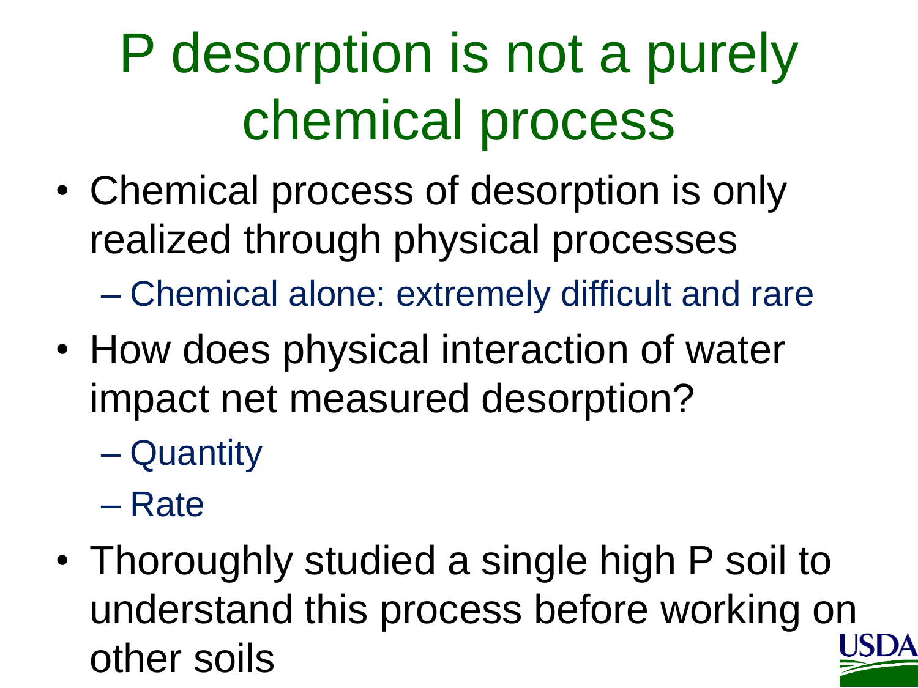# P desorption is not a purely chemical process

- Chemical process of desorption is only realized through physical processes
  - Chemical alone: extremely difficult and rare
- How does physical interaction of water impact net measured desorption?
  - Quantity
  - Rate
- Thoroughly studied a single high P soil to understand this process before working on other soils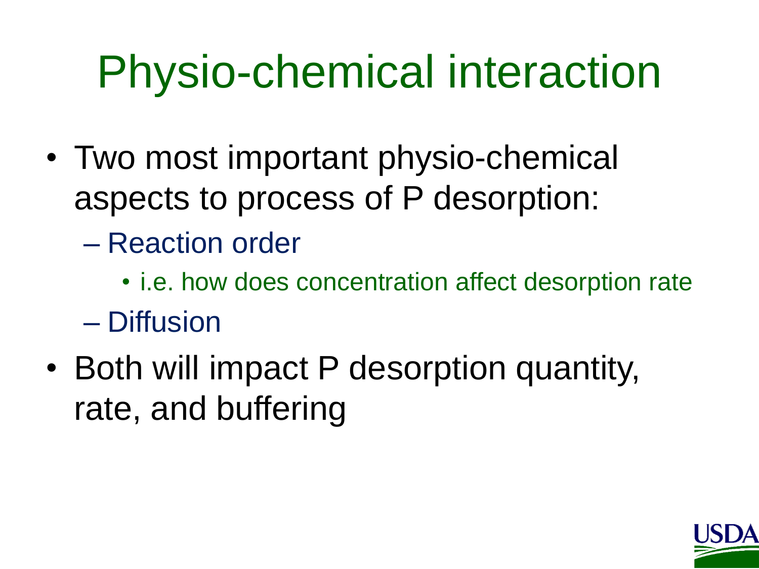# Physio-chemical interaction

- Two most important physio-chemical aspects to process of P desorption:
  - Reaction order
    - i.e. how does concentration affect desorption rate
  - Diffusion
- Both will impact P desorption quantity, rate, and buffering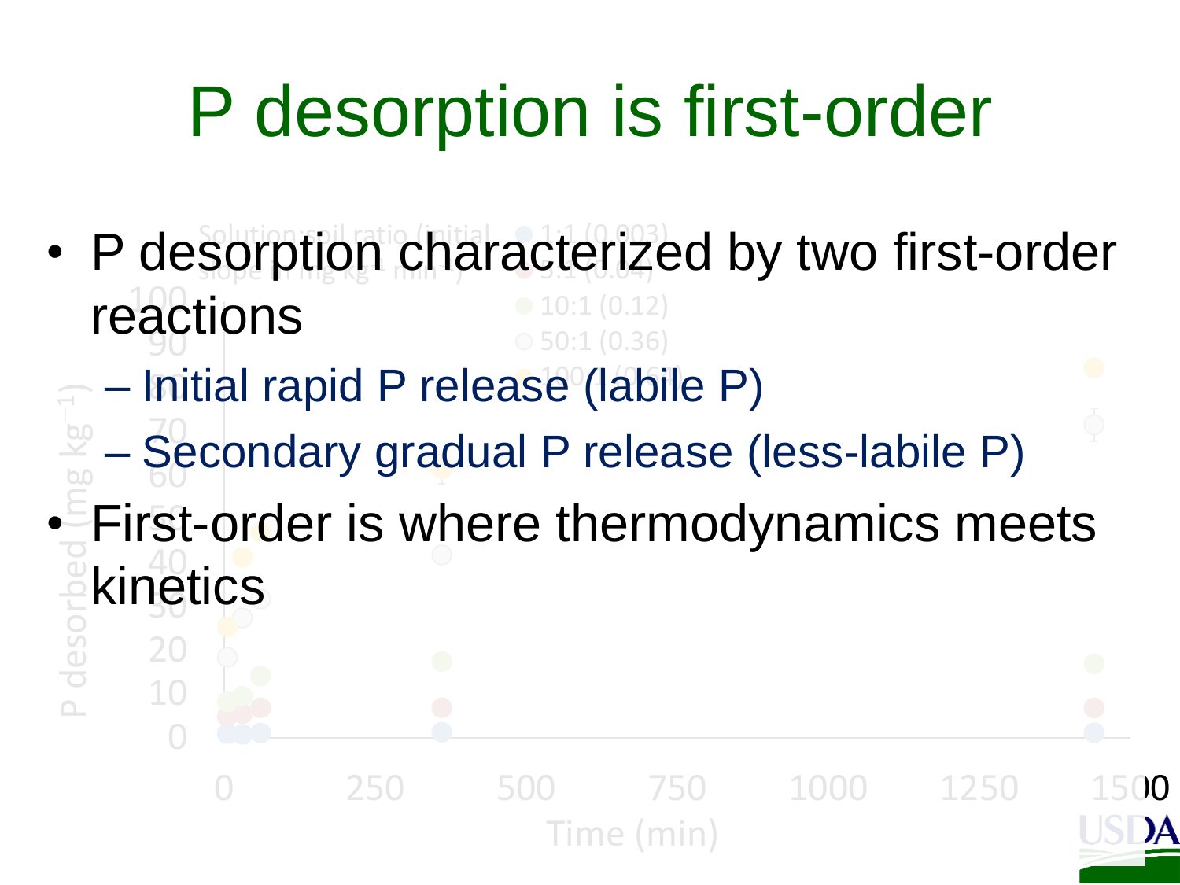# P desorption is first-order

- P desorption characterized by two first-order reactions
  - Initial rapid P release (labile P)
  - Secondary gradual P release (less-labile P)
- First-order is where thermodynamics meets kinetics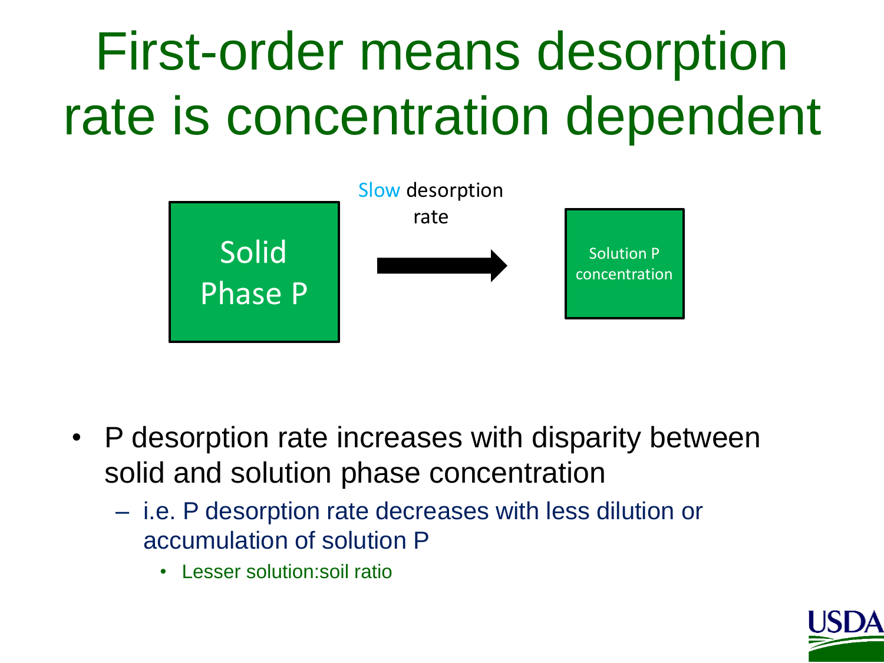# First-order means desorption rate is concentration dependent

Solid Phase P → (Slow desorption rate) → Solution P concentration

- P desorption rate increases with disparity between solid and solution phase concentration
  - i.e. P desorption rate decreases with less dilution or accumulation of solution P
    - Lesser solution:soil ratio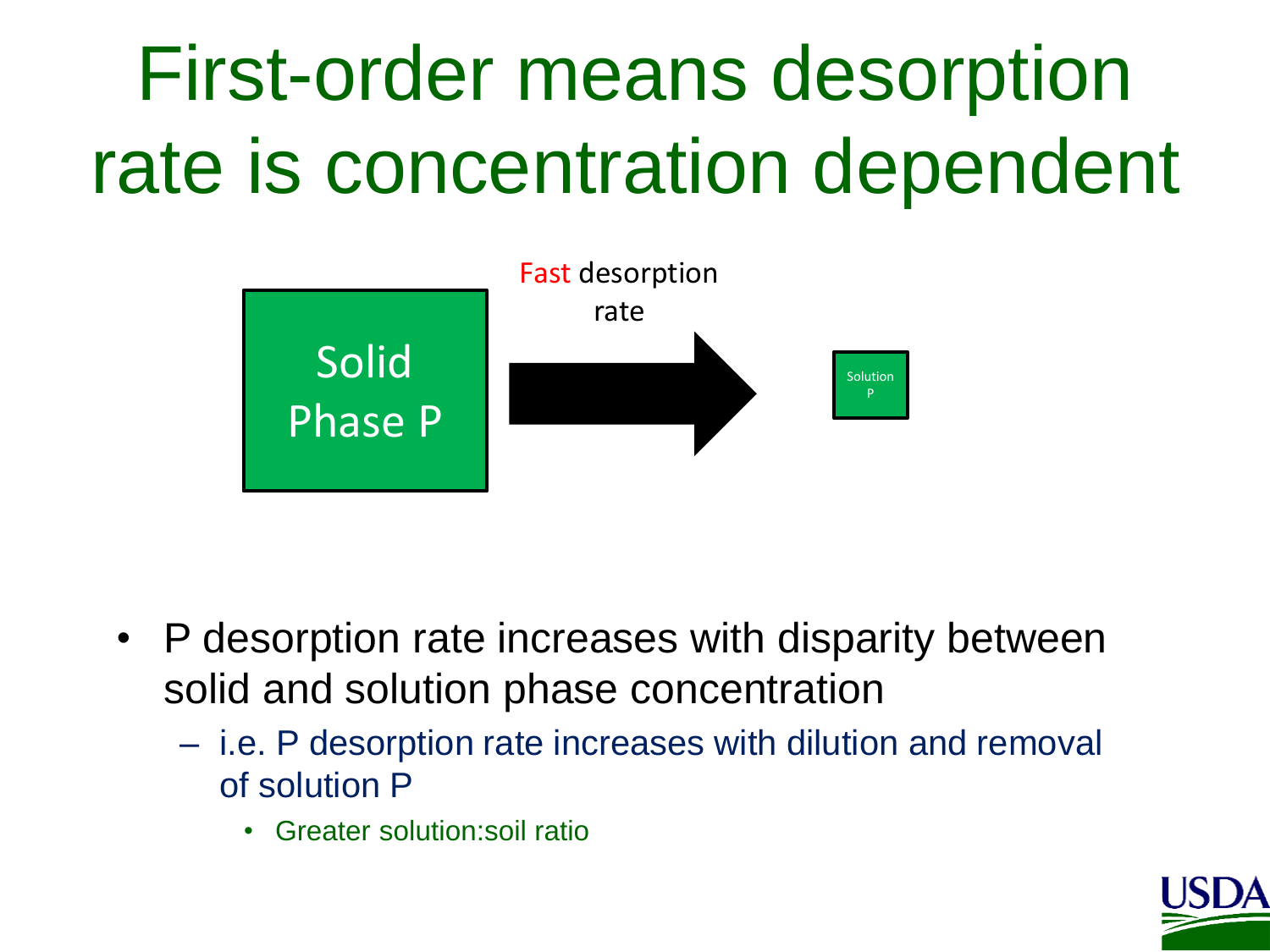# First-order means desorption rate is concentration dependent

Solid Phase P → Fast desorption rate → Solution P

- P desorption rate increases with disparity between solid and solution phase concentration
  - i.e. P desorption rate increases with dilution and removal of solution P
    - Greater solution:soil ratio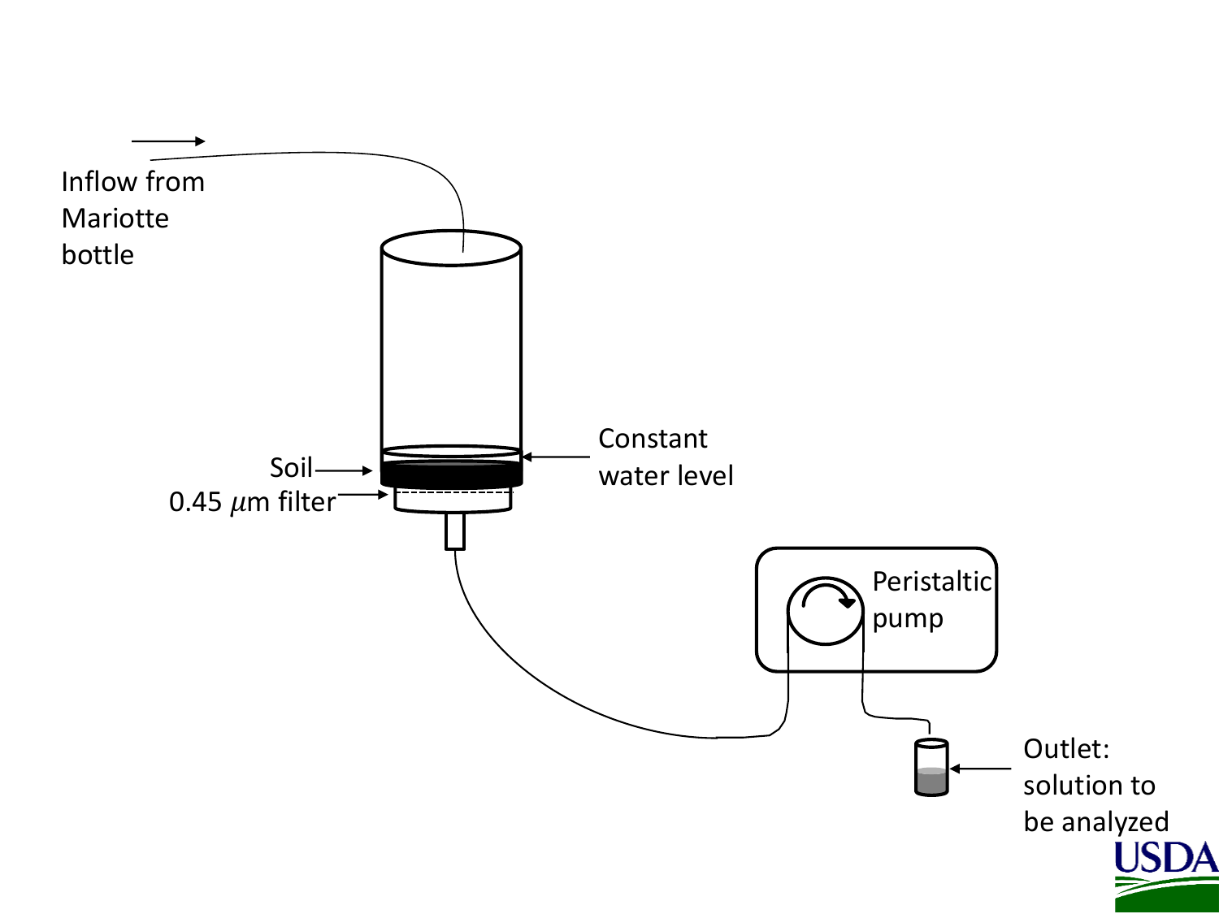Inflow from Mariotte bottle

Constant water level

Soil

0.45 $\mu$m filter

Peristaltic pump

Outlet: solution to be analyzed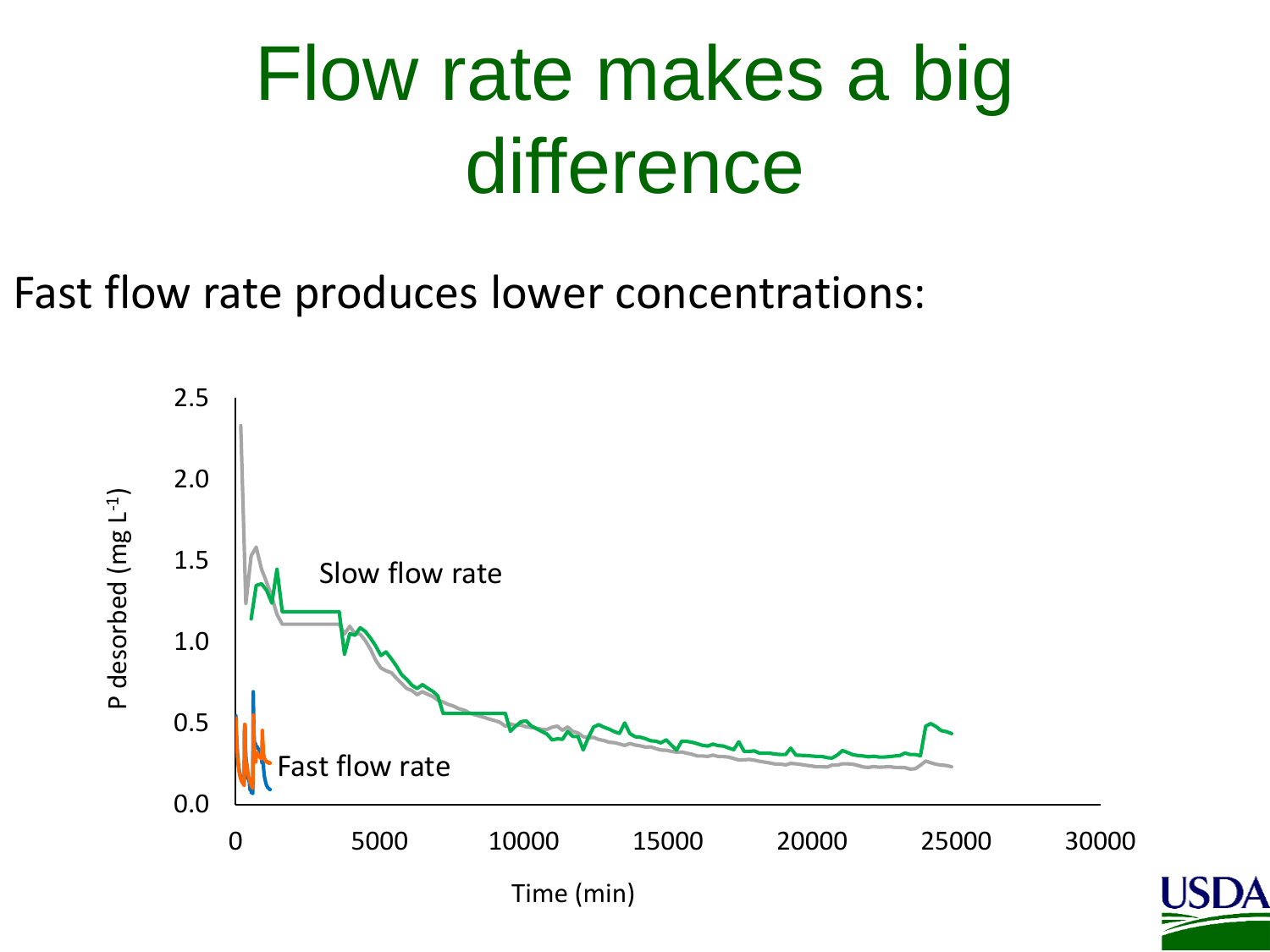# Flow rate makes a big difference

Fast flow rate produces lower concentrations:

P desorbed (mg $L^{-1}$)

Slow flow rate

Fast flow rate

Time (min)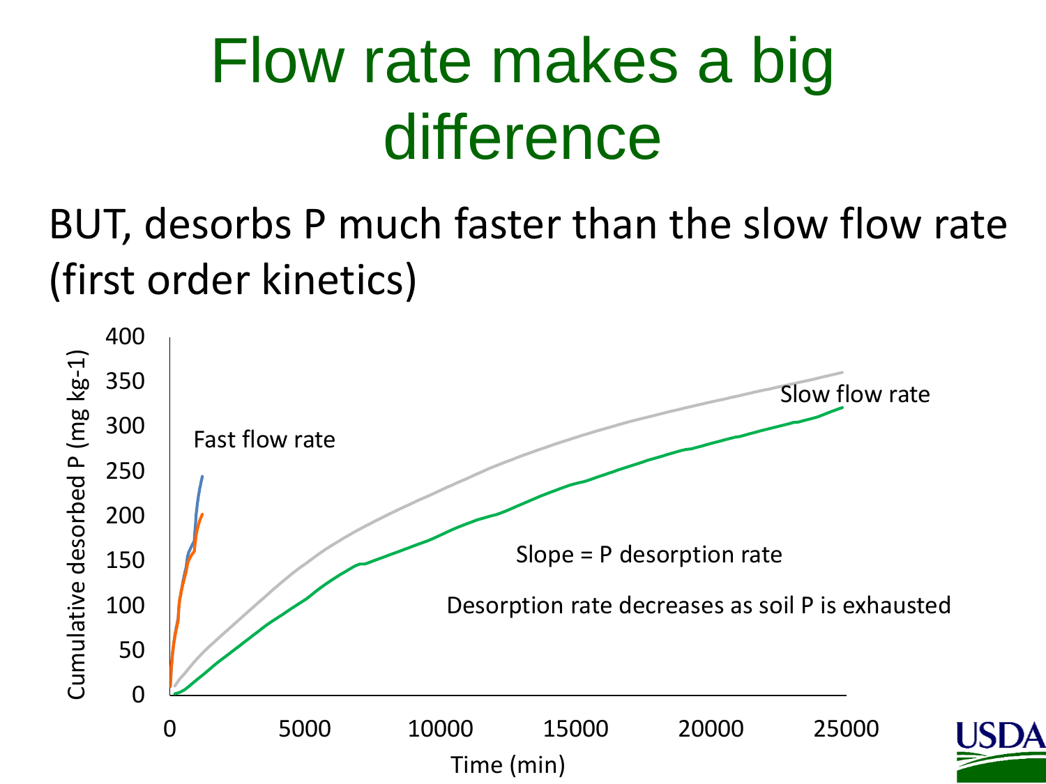# Flow rate makes a big difference

BUT, desorbs P much faster than the slow flow rate (first order kinetics)

Cumulative desorbed P (mg kg-1)

400
350
300
250
200
150
100
50
0

0 5000 10000 15000 20000 25000

Time (min)

Fast flow rate

Slow flow rate

Slope = P desorption rate

Desorption rate decreases as soil P is exhausted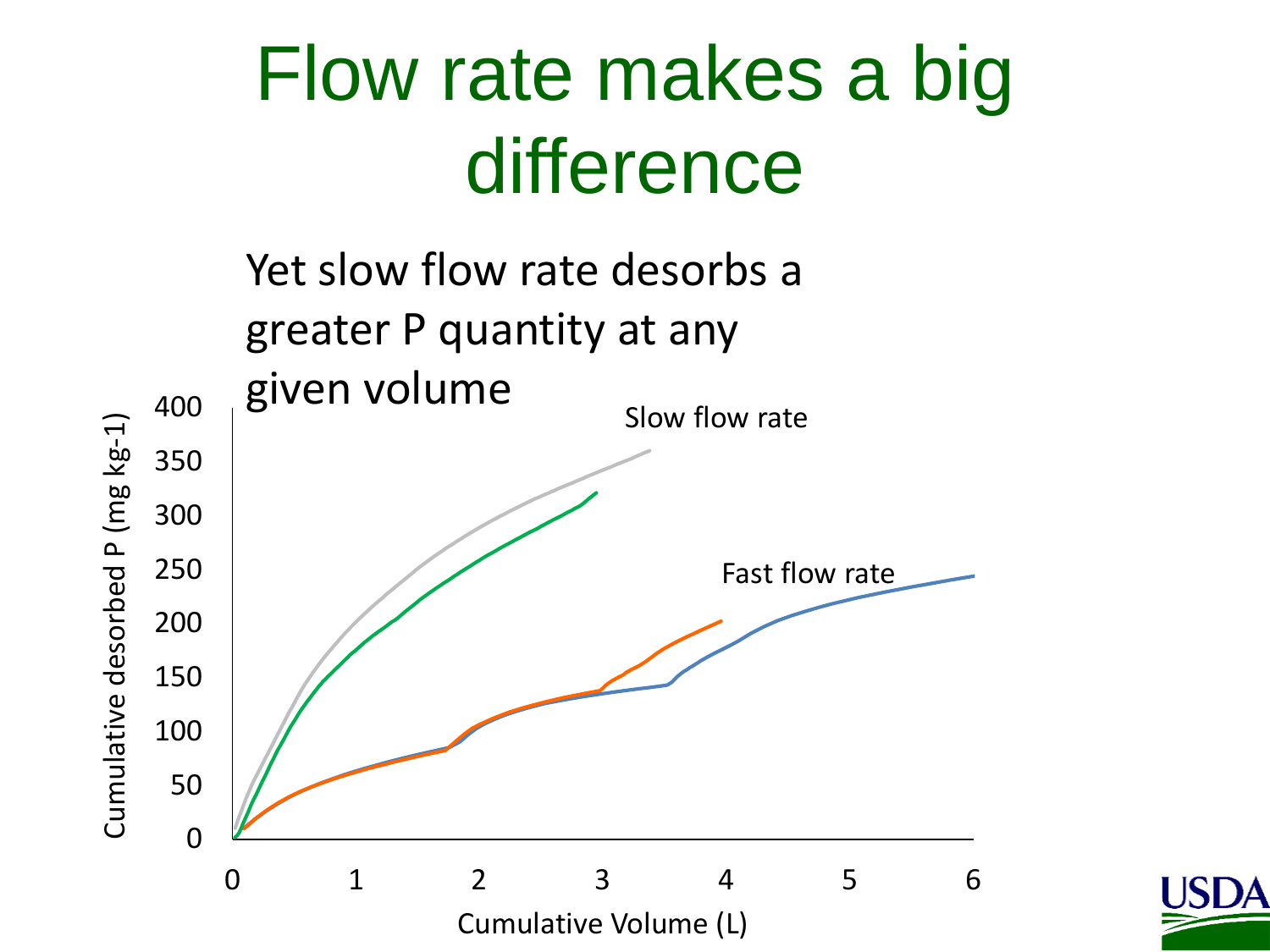# Flow rate makes a big difference

Yet slow flow rate desorbs a greater P quantity at any given volume

Slow flow rate

Fast flow rate

Cumulative desorbed P (mg kg-1)

Cumulative Volume (L)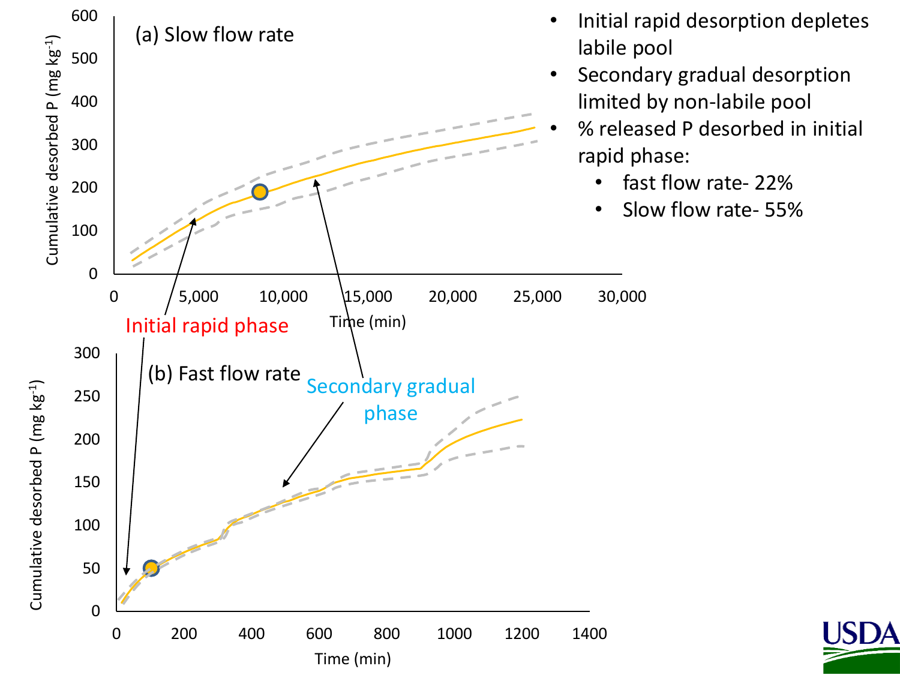(a) Slow flow rate

Cumulative desorbed P (mg kg$^{-1}$)

Time (min)

Initial rapid phase

(b) Fast flow rate

Secondary gradual phase

Cumulative desorbed P (mg kg$^{-1}$)

Time (min)

- Initial rapid desorption depletes labile pool
- Secondary gradual desorption limited by non-labile pool
- % released P desorbed in initial rapid phase:
  - fast flow rate- 22%
  - Slow flow rate- 55%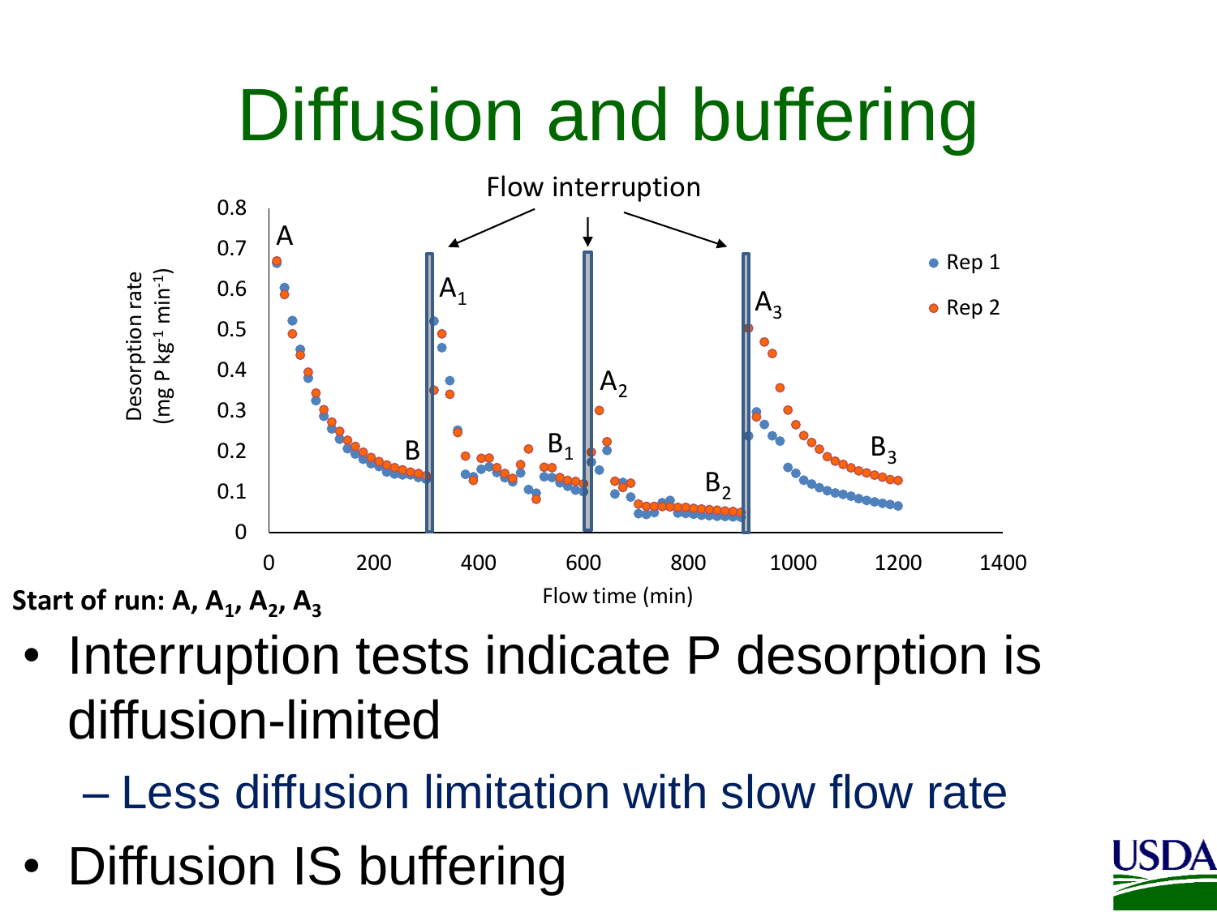# Diffusion and buffering

Start of run: A, $A_1$, $A_2$, $A_3$

- Interruption tests indicate P desorption is diffusion-limited
  - Less diffusion limitation with slow flow rate
- Diffusion IS buffering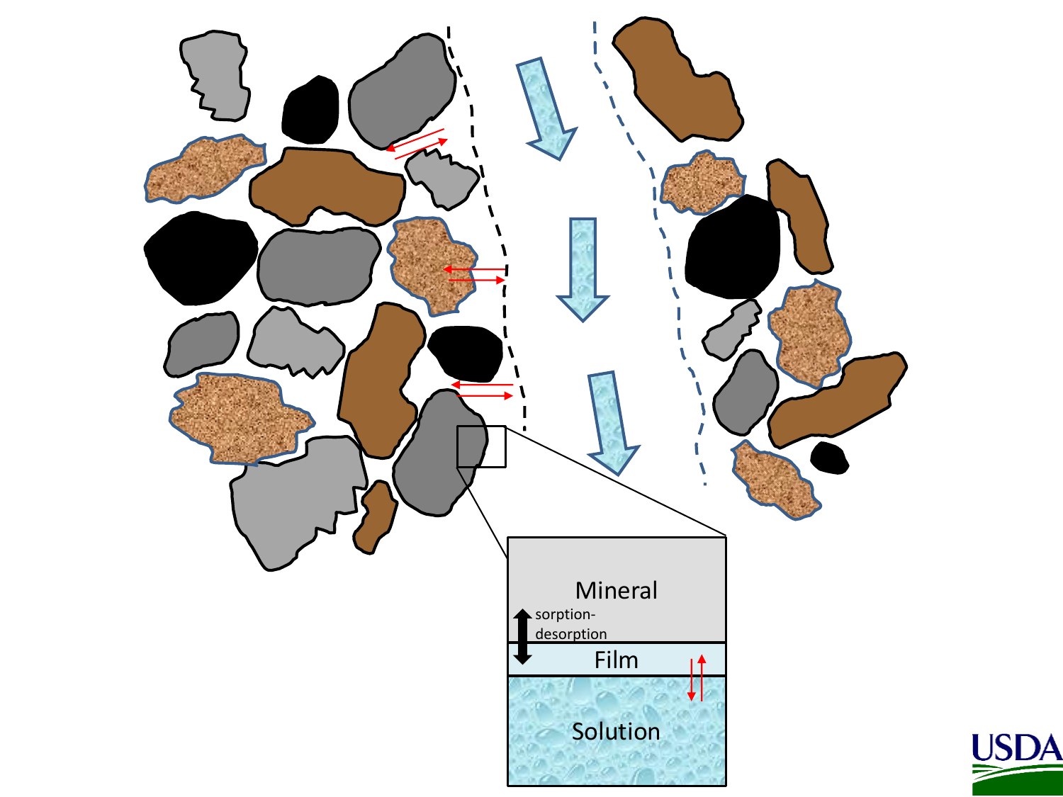Mineral

sorption-desorption

Film

Solution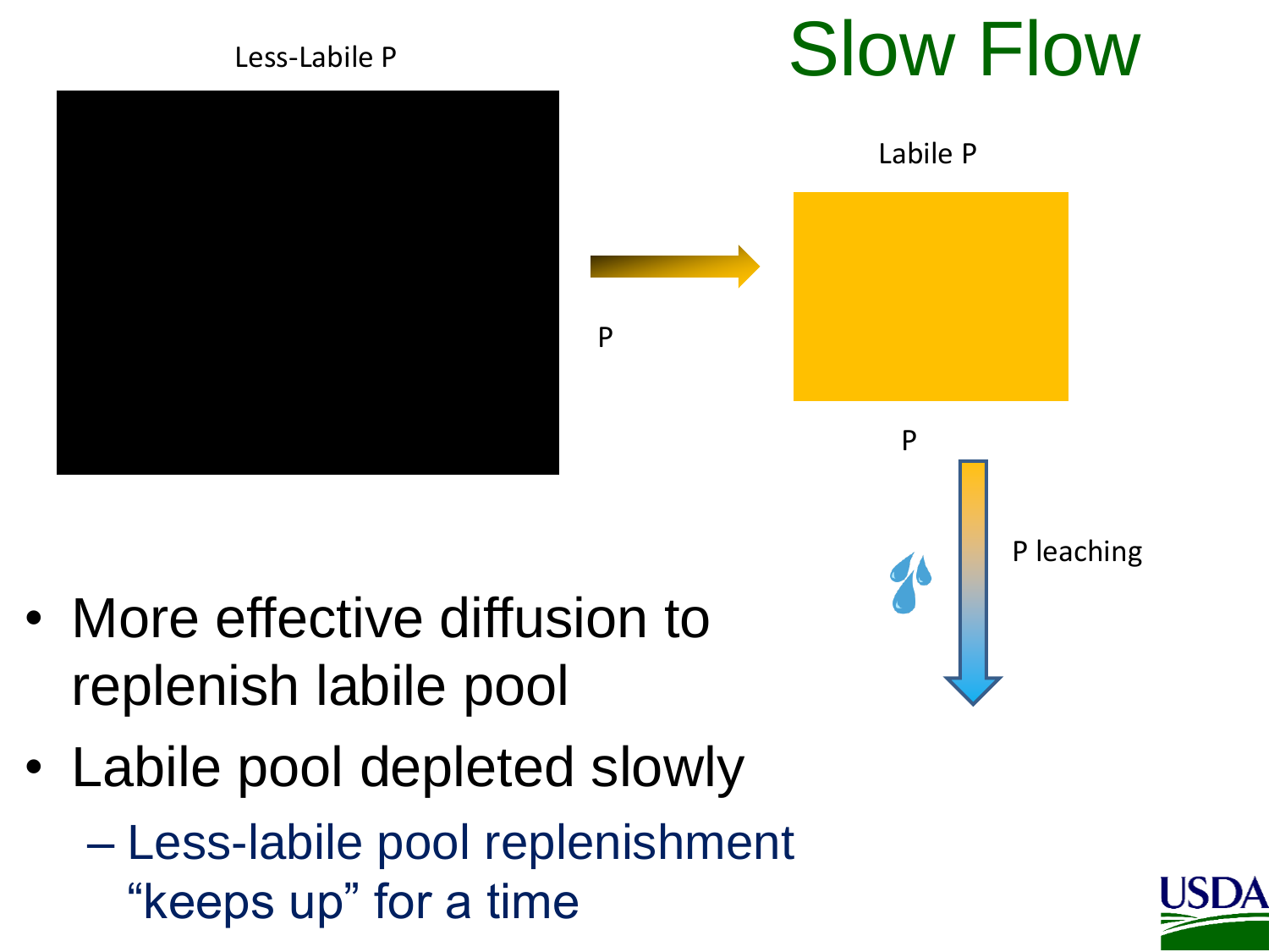# Slow Flow

Less-Labile P

P

Labile P

P

P leaching

- More effective diffusion to replenish labile pool
- Labile pool depleted slowly
  - Less-labile pool replenishment "keeps up" for a time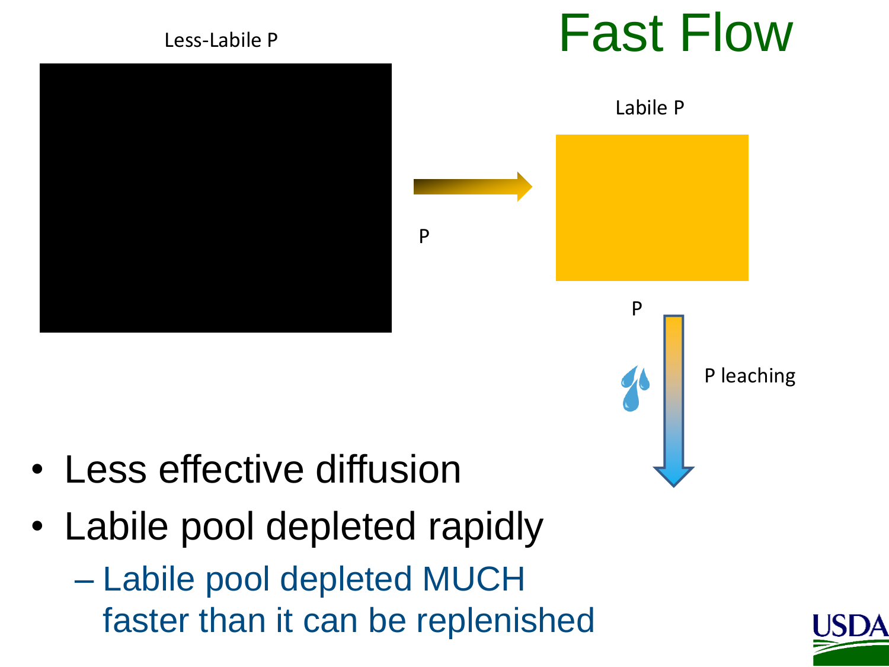# Fast Flow

Less-Labile P

P

Labile P

P

P leaching

- Less effective diffusion
- Labile pool depleted rapidly
  - Labile pool depleted MUCH faster than it can be replenished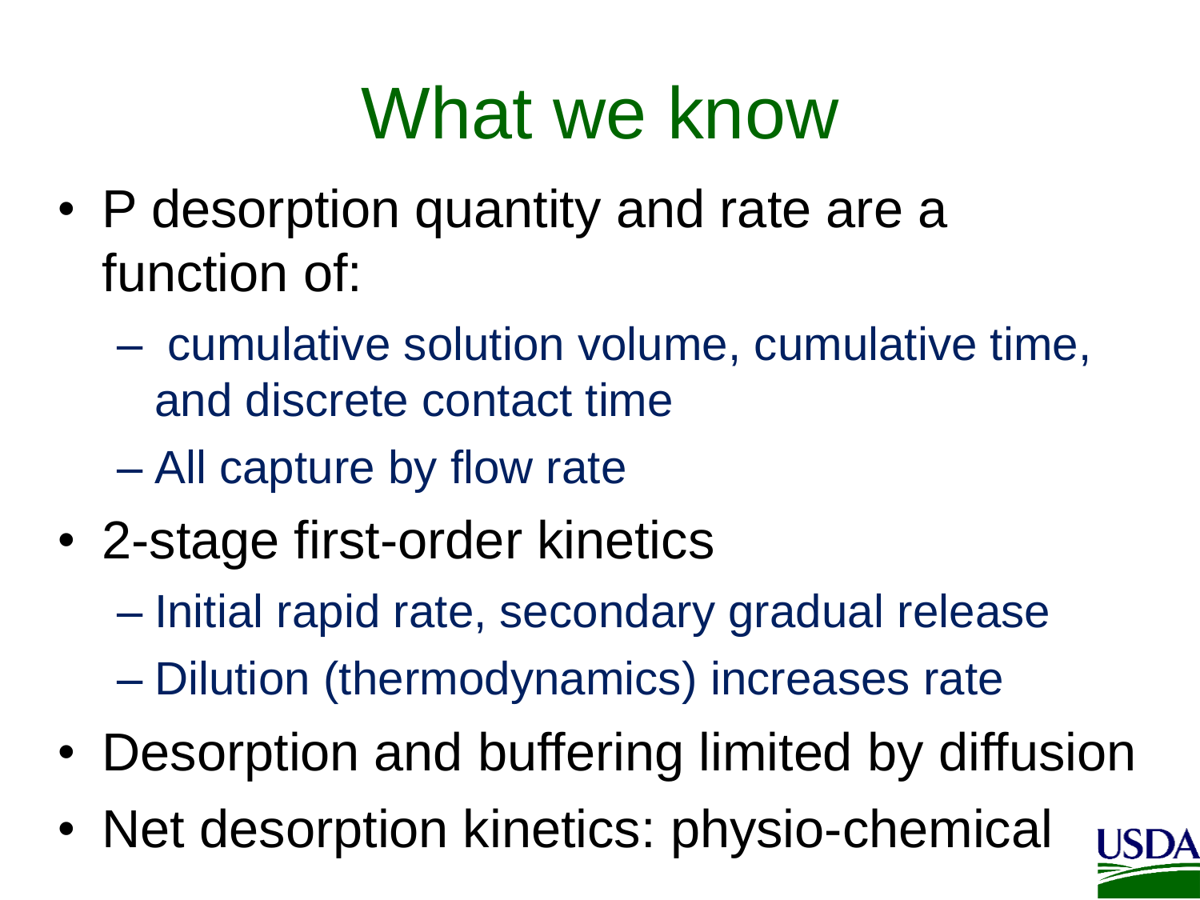# What we know

- P desorption quantity and rate are a function of:
  - cumulative solution volume, cumulative time, and discrete contact time
  - All capture by flow rate
- 2-stage first-order kinetics
  - Initial rapid rate, secondary gradual release
  - Dilution (thermodynamics) increases rate
- Desorption and buffering limited by diffusion
- Net desorption kinetics: physio-chemical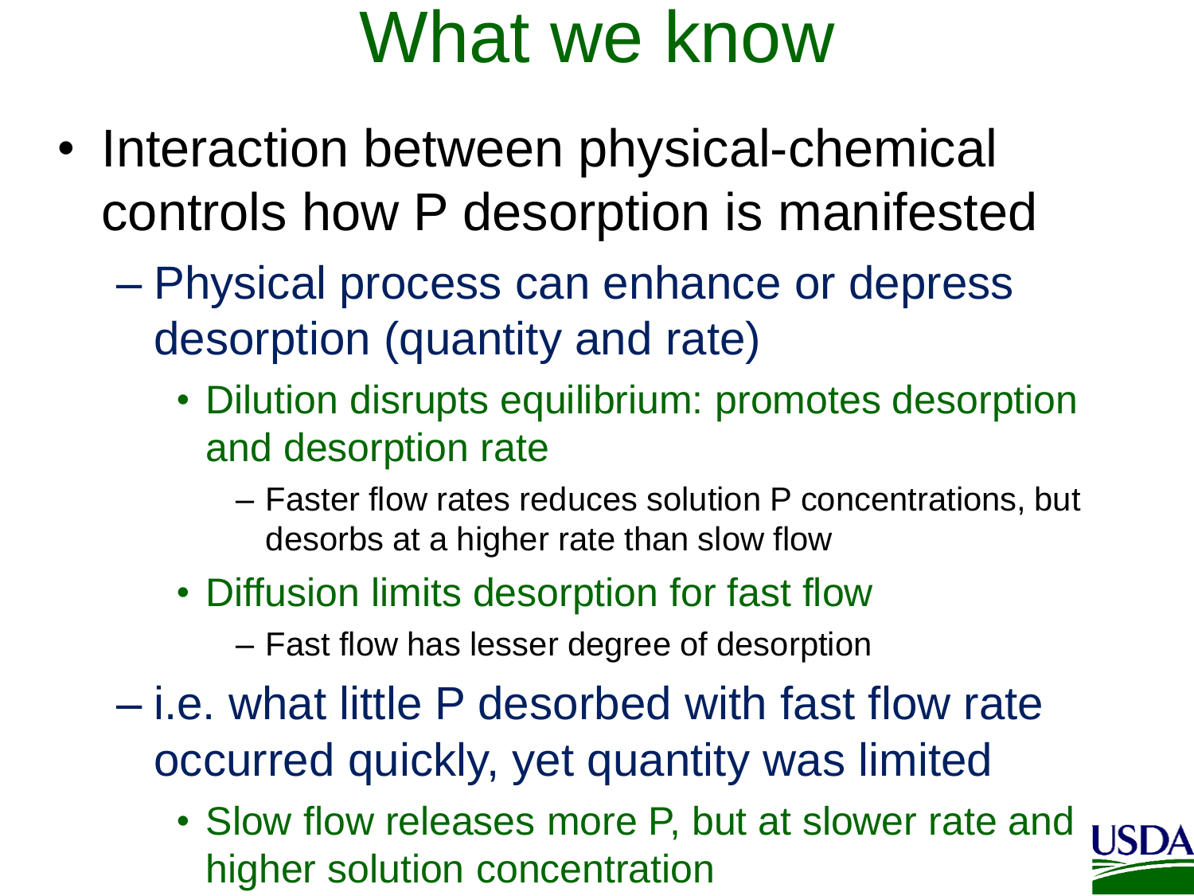# What we know

- Interaction between physical-chemical controls how P desorption is manifested
  - Physical process can enhance or depress desorption (quantity and rate)
    - Dilution disrupts equilibrium: promotes desorption and desorption rate
      - Faster flow rates reduces solution P concentrations, but desorbs at a higher rate than slow flow
    - Diffusion limits desorption for fast flow
      - Fast flow has lesser degree of desorption
  - i.e. what little P desorbed with fast flow rate occurred quickly, yet quantity was limited
    - Slow flow releases more P, but at slower rate and higher solution concentration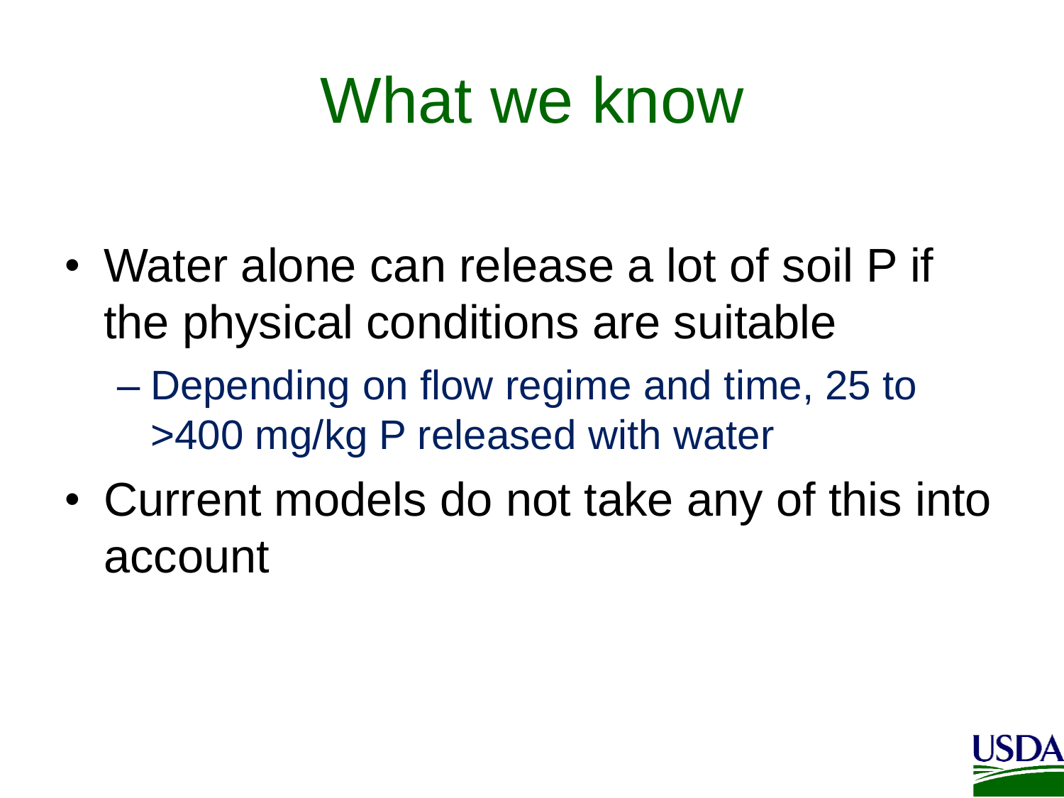# What we know

- Water alone can release a lot of soil P if the physical conditions are suitable
  - Depending on flow regime and time, 25 to >400 mg/kg P released with water
- Current models do not take any of this into account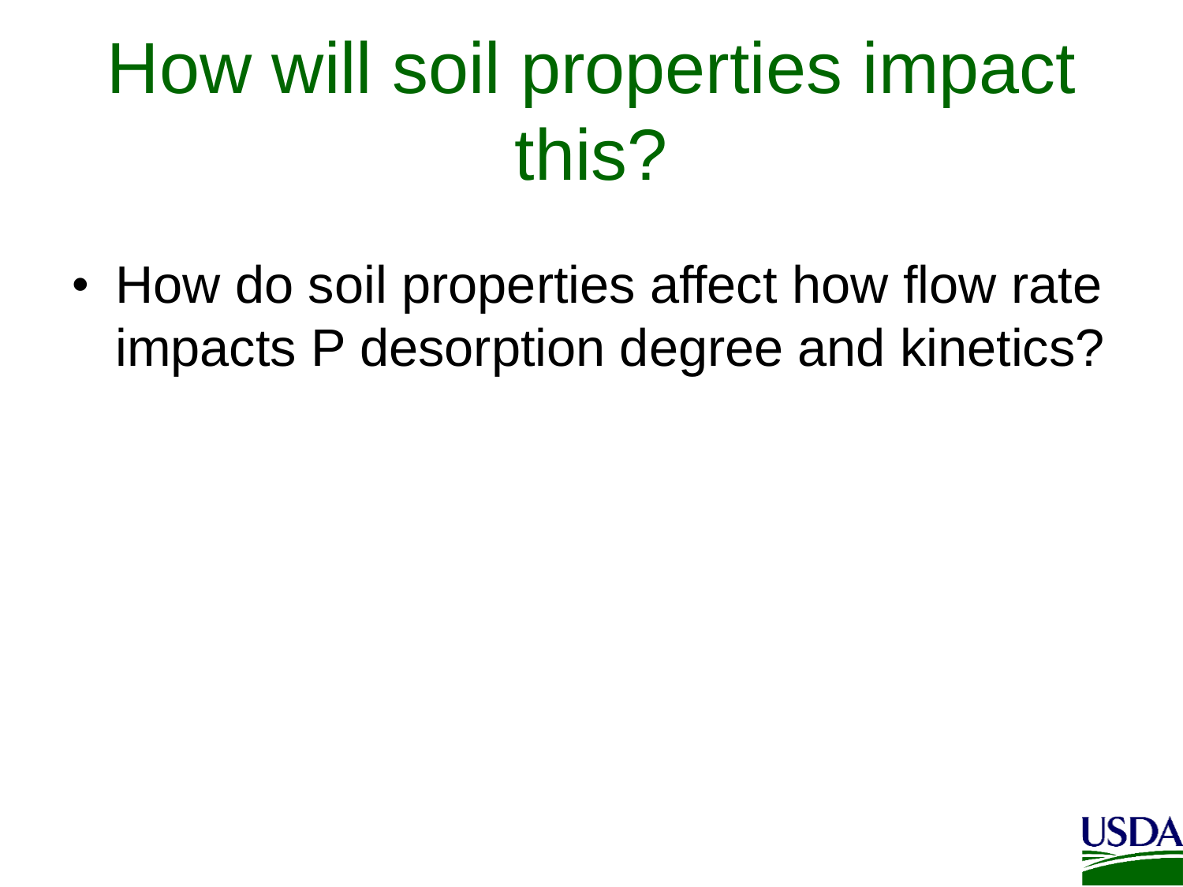# How will soil properties impact this?

- How do soil properties affect how flow rate impacts P desorption degree and kinetics?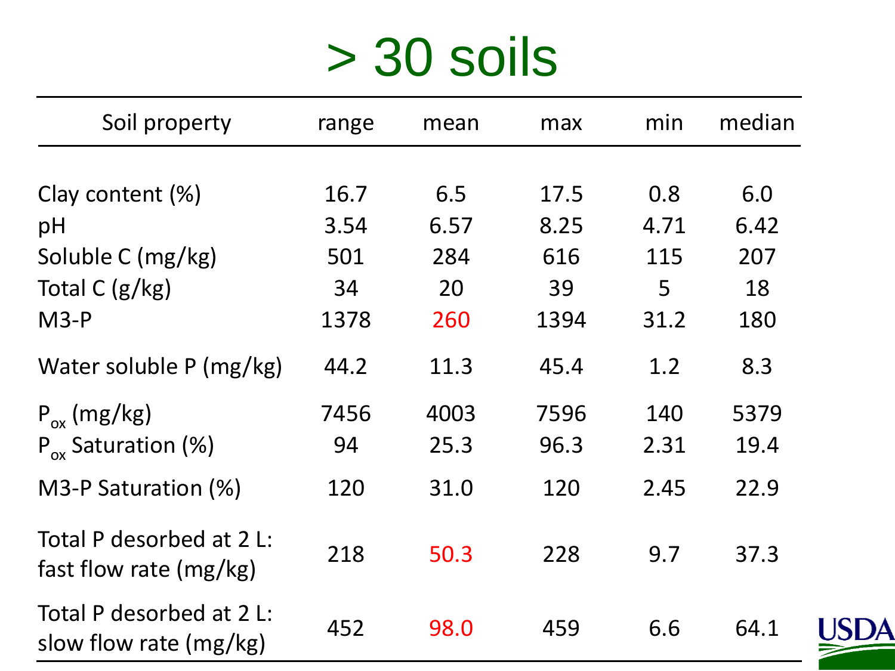# > 30 soils

| Soil property | range | mean | max | min | median |
|---|---|---|---|---|---|
| Clay content (%) | 16.7 | 6.5 | 17.5 | 0.8 | 6.0 |
| pH | 3.54 | 6.57 | 8.25 | 4.71 | 6.42 |
| Soluble C (mg/kg) | 501 | 284 | 616 | 115 | 207 |
| Total C (g/kg) | 34 | 20 | 39 | 5 | 18 |
| M3-P | 1378 | 260 | 1394 | 31.2 | 180 |
| Water soluble P (mg/kg) | 44.2 | 11.3 | 45.4 | 1.2 | 8.3 |
| $P_{ox}$ (mg/kg) | 7456 | 4003 | 7596 | 140 | 5379 |
| $P_{ox}$ Saturation (%) | 94 | 25.3 | 96.3 | 2.31 | 19.4 |
| M3-P Saturation (%) | 120 | 31.0 | 120 | 2.45 | 22.9 |
| Total P desorbed at 2 L: fast flow rate (mg/kg) | 218 | 50.3 | 228 | 9.7 | 37.3 |
| Total P desorbed at 2 L: slow flow rate (mg/kg) | 452 | 98.0 | 459 | 6.6 | 64.1 |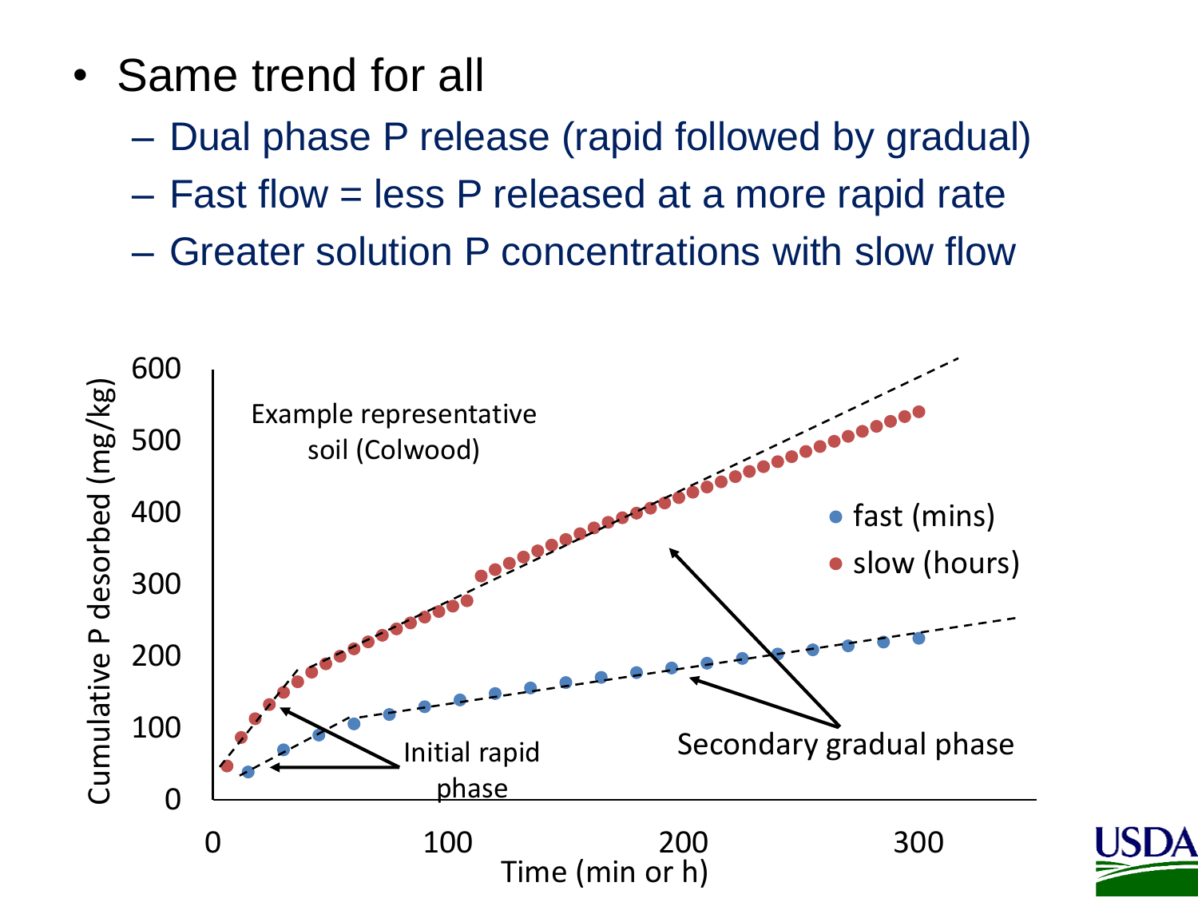- Same trend for all
  - Dual phase P release (rapid followed by gradual)
  - Fast flow = less P released at a more rapid rate
  - Greater solution P concentrations with slow flow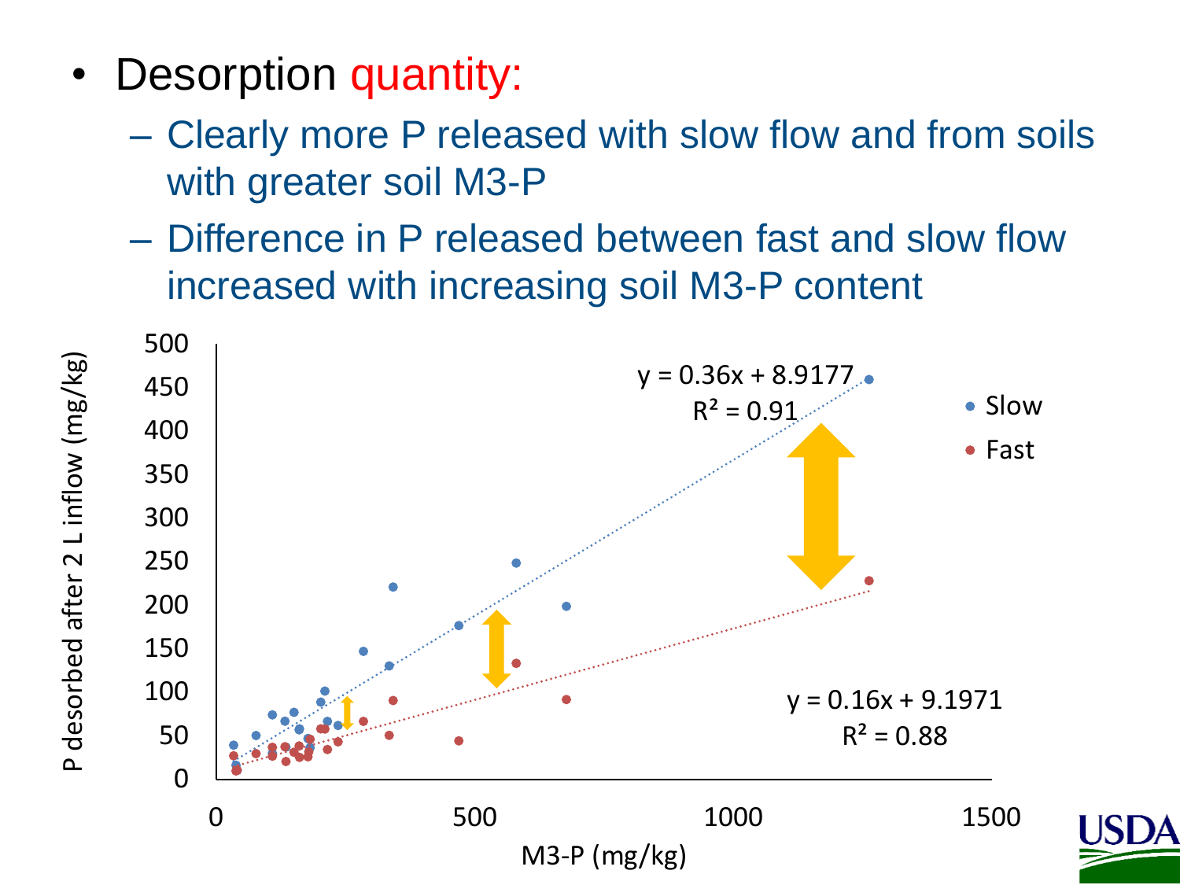- Desorption quantity:
  - Clearly more P released with slow flow and from soils with greater soil M3-P
  - Difference in P released between fast and slow flow increased with increasing soil M3-P content

Slow: $y = 0.36x + 8.9177$, $R^2 = 0.91$

Fast: $y = 0.16x + 9.1971$, $R^2 = 0.88$

P desorbed after 2 L inflow (mg/kg) vs. M3-P (mg/kg)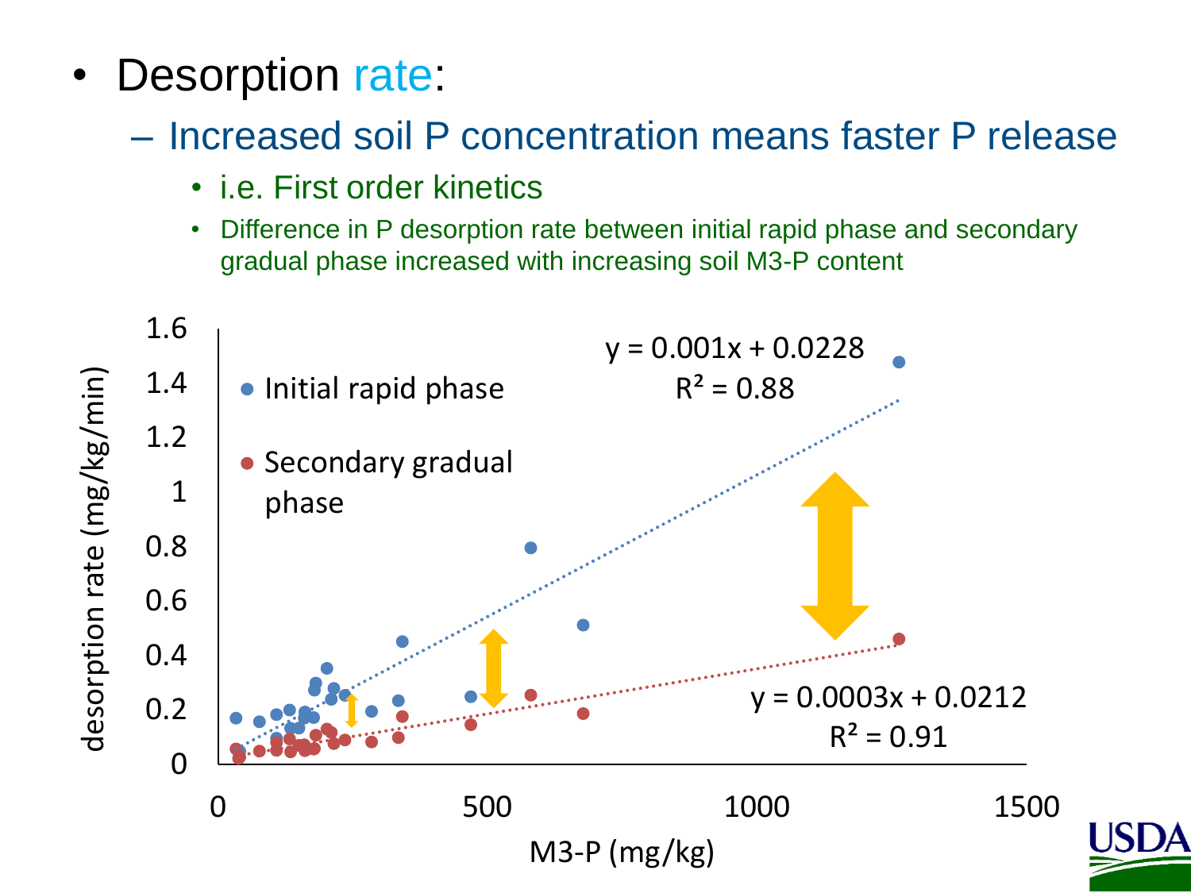- Desorption rate:
  - Increased soil P concentration means faster P release
    - i.e. First order kinetics
    - Difference in P desorption rate between initial rapid phase and secondary gradual phase increased with increasing soil M3-P content

desorption rate (mg/kg/min) vs. M3-P (mg/kg)

- Initial rapid phase: $y = 0.001x + 0.0228$, $R^2 = 0.88$
- Secondary gradual phase: $y = 0.0003x + 0.0212$, $R^2 = 0.91$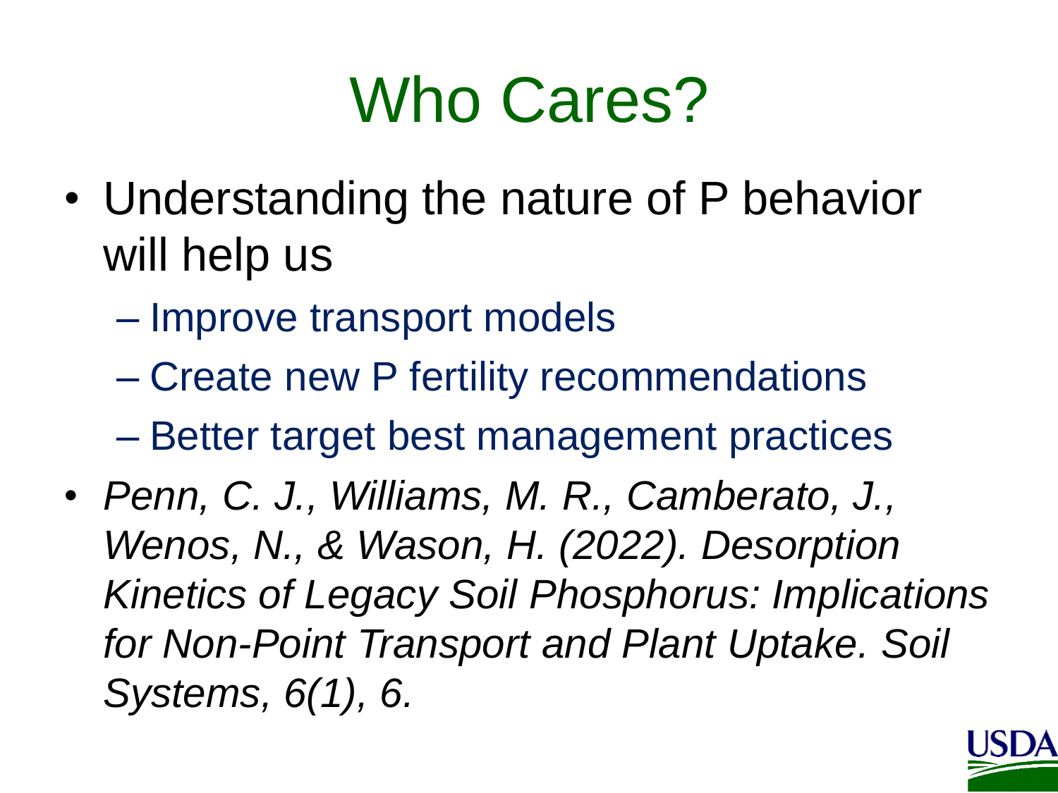# Who Cares?

- Understanding the nature of P behavior will help us
  - Improve transport models
  - Create new P fertility recommendations
  - Better target best management practices
- *Penn, C. J., Williams, M. R., Camberato, J., Wenos, N., & Wason, H. (2022). Desorption Kinetics of Legacy Soil Phosphorus: Implications for Non-Point Transport and Plant Uptake. Soil Systems, 6(1), 6.*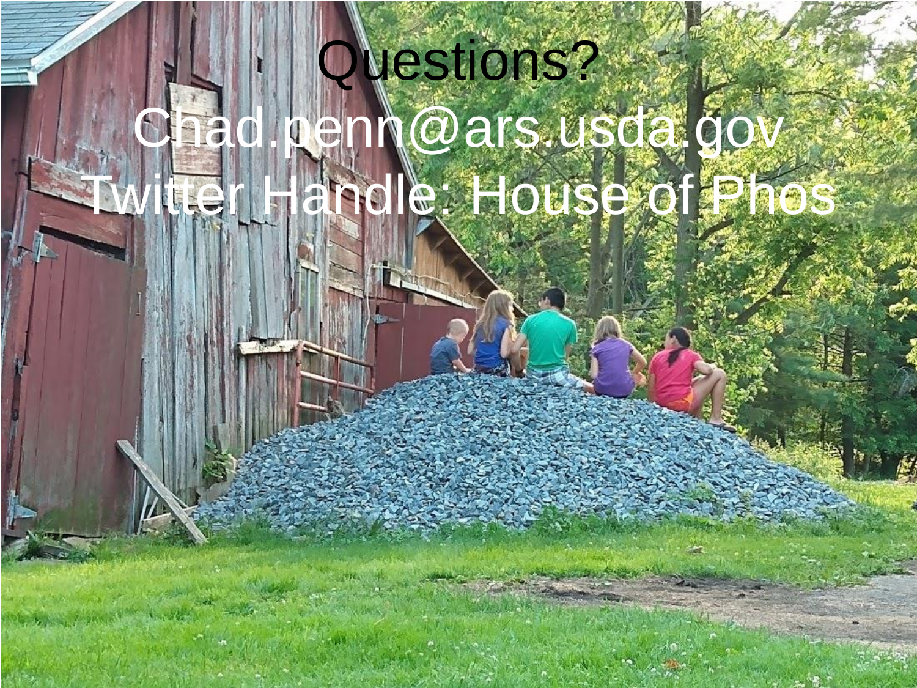# Questions?

Chad.penn@ars.usda.gov

Twitter Handle: House of Phos